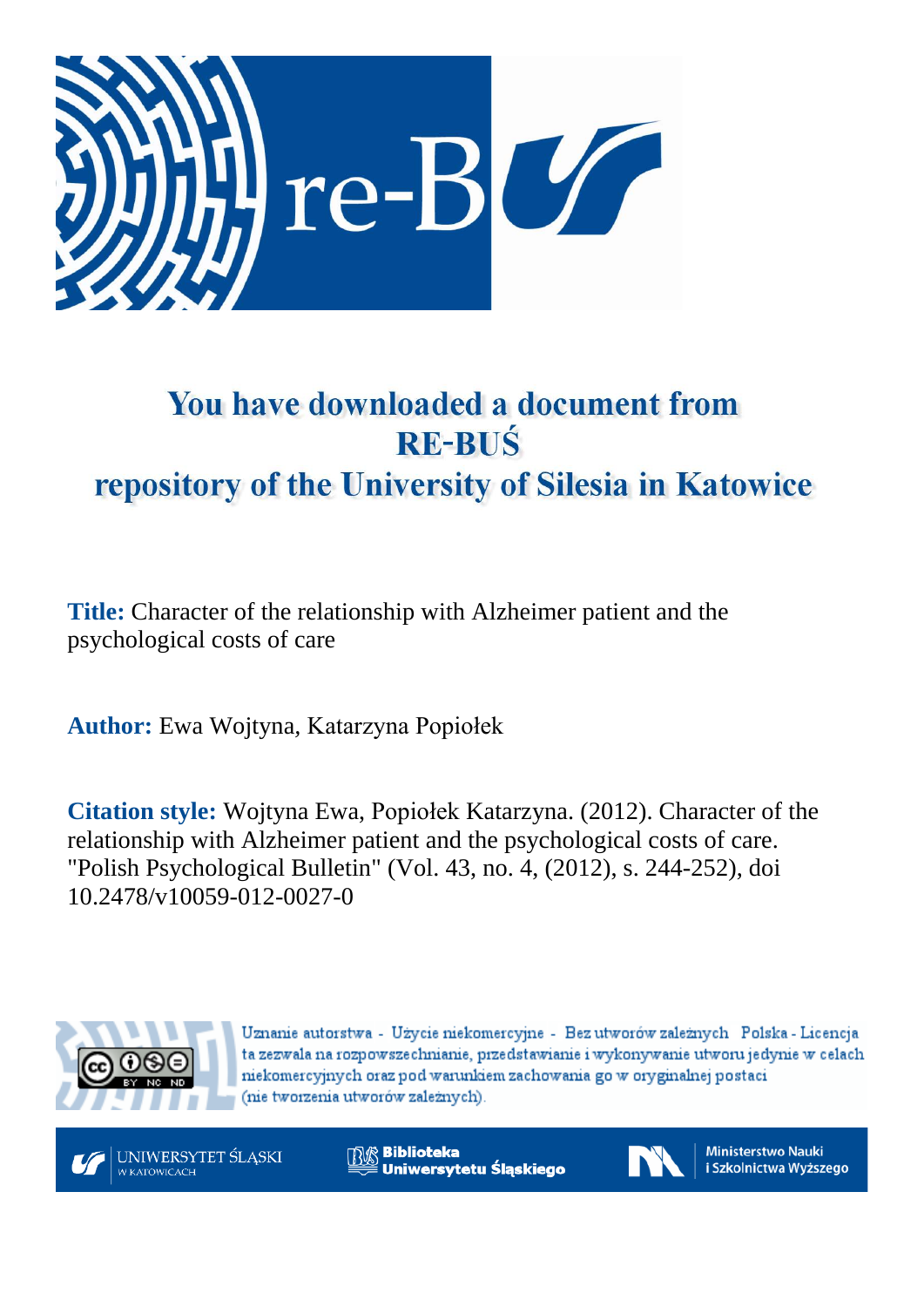# You have downloaded a document from RE-BUŚ repository of the University of Silesia in Katowice

**Title:** Character of the relationship with Alzheimer patient and the psychological costs of care

**Author:** Ewa Wojtyna, Katarzyna Popiołek

**Citation style:** Wojtyna Ewa, Popiołek Katarzyna. (2012). Character of the relationship with Alzheimer patient and the psychological costs of care. "Polish Psychological Bulletin" (Vol. 43, no. 4, (2012), s. 244-252), doi 10.2478/v10059-012-0027-0

Uznanie autorstwa - Użycie niekomercyjne - Bez utworów zależnych Polska - Licencja ta zezwala na rozpowszechnianie, przedstawianie i wykonywanie utworu jedynie w celach niekomercyjnych oraz pod warunkiem zachowania go w oryginalnej postaci (nie tworzenia utworów zależnych).

UNIWERSYTET ŚLĄSKI W KATOWICACH

Biblioteka Uniwersytetu Śląskiego

Ministerstwo Nauki i Szkolnictwa Wyższego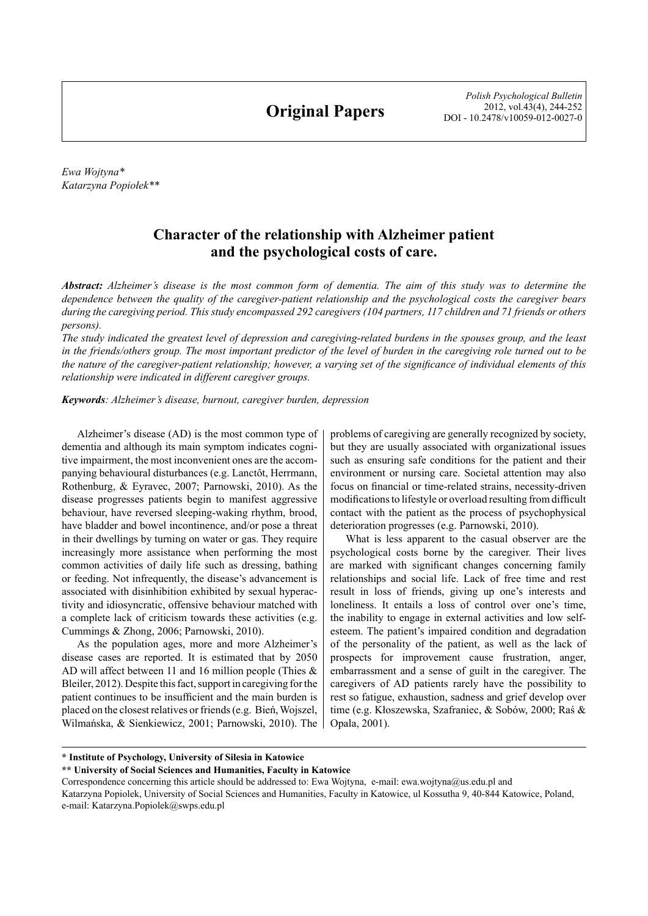Ewa Wojtyna*
Katarzyna Popiołek**

# Character of the relationship with Alzheimer patient and the psychological costs of care.

***Abstract:*** *Alzheimer's disease is the most common form of dementia. The aim of this study was to determine the dependence between the quality of the caregiver-patient relationship and the psychological costs the caregiver bears during the caregiving period. This study encompassed 292 caregivers (104 partners, 117 children and 71 friends or others persons).*

*The study indicated the greatest level of depression and caregiving-related burdens in the spouses group, and the least in the friends/others group. The most important predictor of the level of burden in the caregiving role turned out to be the nature of the caregiver-patient relationship; however, a varying set of the significance of individual elements of this relationship were indicated in different caregiver groups.*

***Keywords****: Alzheimer's disease, burnout, caregiver burden, depression*

Alzheimer's disease (AD) is the most common type of dementia and although its main symptom indicates cognitive impairment, the most inconvenient ones are the accompanying behavioural disturbances (e.g. Lanctôt, Herrmann, Rothenburg, & Eyravec, 2007; Parnowski, 2010). As the disease progresses patients begin to manifest aggressive behaviour, have reversed sleeping-waking rhythm, brood, have bladder and bowel incontinence, and/or pose a threat in their dwellings by turning on water or gas. They require increasingly more assistance when performing the most common activities of daily life such as dressing, bathing or feeding. Not infrequently, the disease's advancement is associated with disinhibition exhibited by sexual hyperactivity and idiosyncratic, offensive behaviour matched with a complete lack of criticism towards these activities (e.g. Cummings & Zhong, 2006; Parnowski, 2010).

As the population ages, more and more Alzheimer's disease cases are reported. It is estimated that by 2050 AD will affect between 11 and 16 million people (Thies & Bleiler, 2012). Despite this fact, support in caregiving for the patient continues to be insufficient and the main burden is placed on the closest relatives or friends (e.g. Bień, Wojszel, Wilmańska, & Sienkiewicz, 2001; Parnowski, 2010). The problems of caregiving are generally recognized by society, but they are usually associated with organizational issues such as ensuring safe conditions for the patient and their environment or nursing care. Societal attention may also focus on financial or time-related strains, necessity-driven modifications to lifestyle or overload resulting from difficult contact with the patient as the process of psychophysical deterioration progresses (e.g. Parnowski, 2010).

What is less apparent to the casual observer are the psychological costs borne by the caregiver. Their lives are marked with significant changes concerning family relationships and social life. Lack of free time and rest result in loss of friends, giving up one's interests and loneliness. It entails a loss of control over one's time, the inability to engage in external activities and low self-esteem. The patient's impaired condition and degradation of the personality of the patient, as well as the lack of prospects for improvement cause frustration, anger, embarrassment and a sense of guilt in the caregiver. The caregivers of AD patients rarely have the possibility to rest so fatigue, exhaustion, sadness and grief develop over time (e.g. Kłoszewska, Szafraniec, & Sobów, 2000; Raś & Opala, 2001).

---

**\* Institute of Psychology, University of Silesia in Katowice**

**\*\* University of Social Sciences and Humanities, Faculty in Katowice**

Correspondence concerning this article should be addressed to: Ewa Wojtyna, e-mail: ewa.wojtyna@us.edu.pl and Katarzyna Popiolek, University of Social Sciences and Humanities, Faculty in Katowice, ul Kossutha 9, 40-844 Katowice, Poland, e-mail: Katarzyna.Popiolek@swps.edu.pl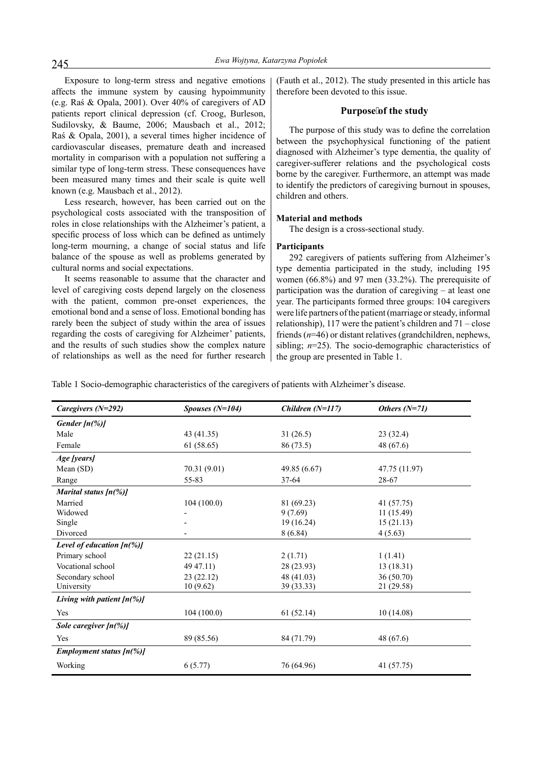Exposure to long-term stress and negative emotions affects the immune system by causing hypoimmunity (e.g. Raś & Opala, 2001). Over 40% of caregivers of AD patients report clinical depression (cf. Croog, Burleson, Sudilovsky, & Baume, 2006; Mausbach et al., 2012; Raś & Opala, 2001), a several times higher incidence of cardiovascular diseases, premature death and increased mortality in comparison with a population not suffering a similar type of long-term stress. These consequences have been measured many times and their scale is quite well known (e.g. Mausbach et al., 2012).

Less research, however, has been carried out on the psychological costs associated with the transposition of roles in close relationships with the Alzheimer's patient, a specific process of loss which can be defined as untimely long-term mourning, a change of social status and life balance of the spouse as well as problems generated by cultural norms and social expectations.

It seems reasonable to assume that the character and level of caregiving costs depend largely on the closeness with the patient, common pre-onset experiences, the emotional bond and a sense of loss. Emotional bonding has rarely been the subject of study within the area of issues regarding the costs of caregiving for Alzheimer' patients, and the results of such studies show the complex nature of relationships as well as the need for further research (Fauth et al., 2012). The study presented in this article has therefore been devoted to this issue.

## Purpose of the study

The purpose of this study was to define the correlation between the psychophysical functioning of the patient diagnosed with Alzheimer's type dementia, the quality of caregiver-sufferer relations and the psychological costs borne by the caregiver. Furthermore, an attempt was made to identify the predictors of caregiving burnout in spouses, children and others.

### Material and methods

The design is a cross-sectional study.

### Participants

292 caregivers of patients suffering from Alzheimer's type dementia participated in the study, including 195 women (66.8%) and 97 men (33.2%). The prerequisite of participation was the duration of caregiving – at least one year. The participants formed three groups: 104 caregivers were life partners of the patient (marriage or steady, informal relationship), 117 were the patient's children and 71 – close friends (*n*=46) or distant relatives (grandchildren, nephews, sibling; *n*=25). The socio-demographic characteristics of the group are presented in Table 1.

Table 1 Socio-demographic characteristics of the caregivers of patients with Alzheimer's disease.

| *Caregivers (N=292)* | *Spouses (N=104)* | *Children (N=117)* | *Others (N=71)* |
|---|---|---|---|
| ***Gender [n(%)]*** | | | |
| Male | 43 (41.35) | 31 (26.5) | 23 (32.4) |
| Female | 61 (58.65) | 86 (73.5) | 48 (67.6) |
| ***Age [years]*** | | | |
| Mean (SD) | 70.31 (9.01) | 49.85 (6.67) | 47.75 (11.97) |
| Range | 55-83 | 37-64 | 28-67 |
| ***Marital status [n(%)]*** | | | |
| Married | 104 (100.0) | 81 (69.23) | 41 (57.75) |
| Widowed | - | 9 (7.69) | 11 (15.49) |
| Single | - | 19 (16.24) | 15 (21.13) |
| Divorced | - | 8 (6.84) | 4 (5.63) |
| ***Level of education [n(%)]*** | | | |
| Primary school | 22 (21.15) | 2 (1.71) | 1 (1.41) |
| Vocational school | 49 47.11) | 28 (23.93) | 13 (18.31) |
| Secondary school | 23 (22.12) | 48 (41.03) | 36 (50.70) |
| University | 10 (9.62) | 39 (33.33) | 21 (29.58) |
| ***Living with patient [n(%)]*** | | | |
| Yes | 104 (100.0) | 61 (52.14) | 10 (14.08) |
| ***Sole caregiver [n(%)]*** | | | |
| Yes | 89 (85.56) | 84 (71.79) | 48 (67.6) |
| ***Employment status [n(%)]*** | | | |
| Working | 6 (5.77) | 76 (64.96) | 41 (57.75) |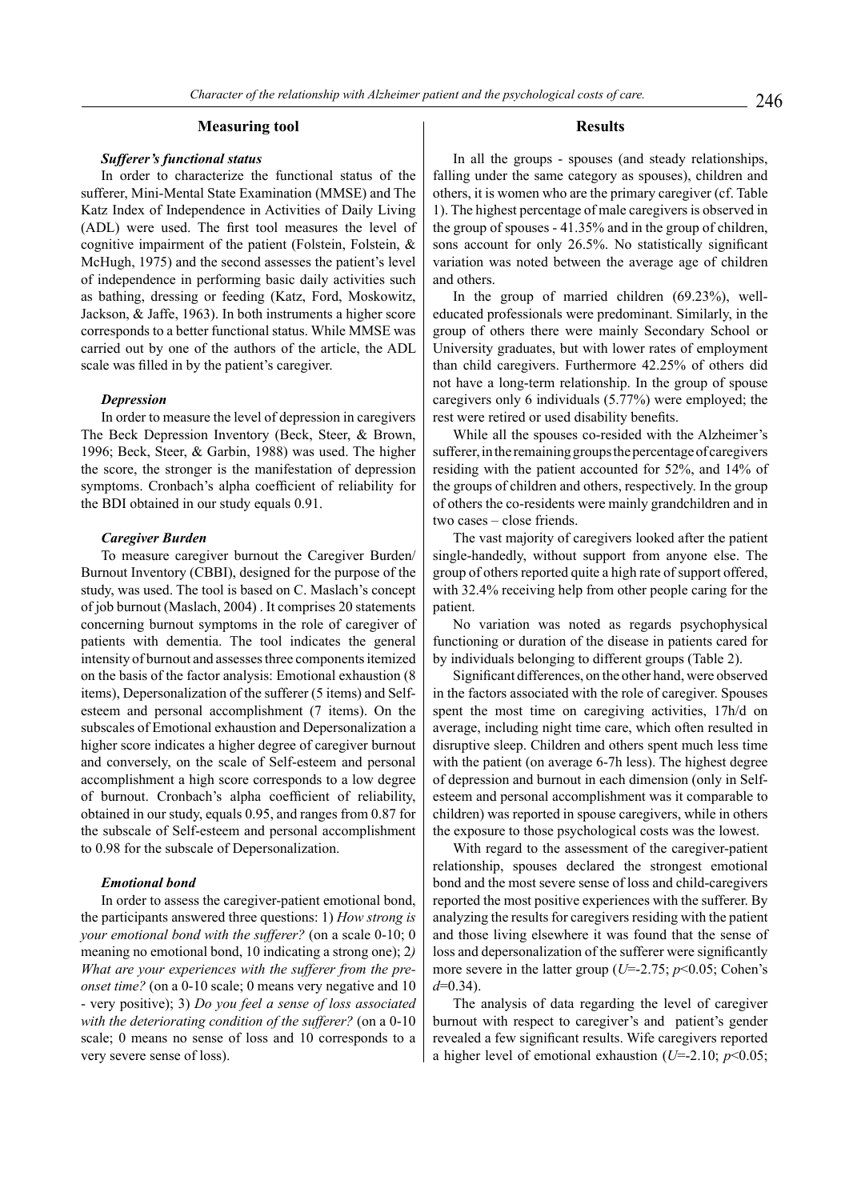## Measuring tool

### *Sufferer's functional status*

In order to characterize the functional status of the sufferer, Mini-Mental State Examination (MMSE) and The Katz Index of Independence in Activities of Daily Living (ADL) were used. The first tool measures the level of cognitive impairment of the patient (Folstein, Folstein, & McHugh, 1975) and the second assesses the patient's level of independence in performing basic daily activities such as bathing, dressing or feeding (Katz, Ford, Moskowitz, Jackson, & Jaffe, 1963). In both instruments a higher score corresponds to a better functional status. While MMSE was carried out by one of the authors of the article, the ADL scale was filled in by the patient's caregiver.

### *Depression*

In order to measure the level of depression in caregivers The Beck Depression Inventory (Beck, Steer, & Brown, 1996; Beck, Steer, & Garbin, 1988) was used. The higher the score, the stronger is the manifestation of depression symptoms. Cronbach's alpha coefficient of reliability for the BDI obtained in our study equals 0.91.

### *Caregiver Burden*

To measure caregiver burnout the Caregiver Burden/Burnout Inventory (CBBI), designed for the purpose of the study, was used. The tool is based on C. Maslach's concept of job burnout (Maslach, 2004) . It comprises 20 statements concerning burnout symptoms in the role of caregiver of patients with dementia. The tool indicates the general intensity of burnout and assesses three components itemized on the basis of the factor analysis: Emotional exhaustion (8 items), Depersonalization of the sufferer (5 items) and Self-esteem and personal accomplishment (7 items). On the subscales of Emotional exhaustion and Depersonalization a higher score indicates a higher degree of caregiver burnout and conversely, on the scale of Self-esteem and personal accomplishment a high score corresponds to a low degree of burnout. Cronbach's alpha coefficient of reliability, obtained in our study, equals 0.95, and ranges from 0.87 for the subscale of Self-esteem and personal accomplishment to 0.98 for the subscale of Depersonalization.

### *Emotional bond*

In order to assess the caregiver-patient emotional bond, the participants answered three questions: 1) *How strong is your emotional bond with the sufferer?* (on a scale 0-10; 0 meaning no emotional bond, 10 indicating a strong one); 2*) What are your experiences with the sufferer from the pre-onset time?* (on a 0-10 scale; 0 means very negative and 10 - very positive); 3) *Do you feel a sense of loss associated with the deteriorating condition of the sufferer?* (on a 0-10 scale; 0 means no sense of loss and 10 corresponds to a very severe sense of loss).

## Results

In all the groups - spouses (and steady relationships, falling under the same category as spouses), children and others, it is women who are the primary caregiver (cf. Table 1). The highest percentage of male caregivers is observed in the group of spouses - 41.35% and in the group of children, sons account for only 26.5%. No statistically significant variation was noted between the average age of children and others.

In the group of married children (69.23%), well-educated professionals were predominant. Similarly, in the group of others there were mainly Secondary School or University graduates, but with lower rates of employment than child caregivers. Furthermore 42.25% of others did not have a long-term relationship. In the group of spouse caregivers only 6 individuals (5.77%) were employed; the rest were retired or used disability benefits.

While all the spouses co-resided with the Alzheimer's sufferer, in the remaining groups the percentage of caregivers residing with the patient accounted for 52%, and 14% of the groups of children and others, respectively. In the group of others the co-residents were mainly grandchildren and in two cases – close friends.

The vast majority of caregivers looked after the patient single-handedly, without support from anyone else. The group of others reported quite a high rate of support offered, with 32.4% receiving help from other people caring for the patient.

No variation was noted as regards psychophysical functioning or duration of the disease in patients cared for by individuals belonging to different groups (Table 2).

Significant differences, on the other hand, were observed in the factors associated with the role of caregiver. Spouses spent the most time on caregiving activities, 17h/d on average, including night time care, which often resulted in disruptive sleep. Children and others spent much less time with the patient (on average 6-7h less). The highest degree of depression and burnout in each dimension (only in Self-esteem and personal accomplishment was it comparable to children) was reported in spouse caregivers, while in others the exposure to those psychological costs was the lowest.

With regard to the assessment of the caregiver-patient relationship, spouses declared the strongest emotional bond and the most severe sense of loss and child-caregivers reported the most positive experiences with the sufferer. By analyzing the results for caregivers residing with the patient and those living elsewhere it was found that the sense of loss and depersonalization of the sufferer were significantly more severe in the latter group ($U$=-2.75; $p$<0.05; Cohen's $d$=0.34).

The analysis of data regarding the level of caregiver burnout with respect to caregiver's and patient's gender revealed a few significant results. Wife caregivers reported a higher level of emotional exhaustion ($U$=-2.10; $p$<0.05;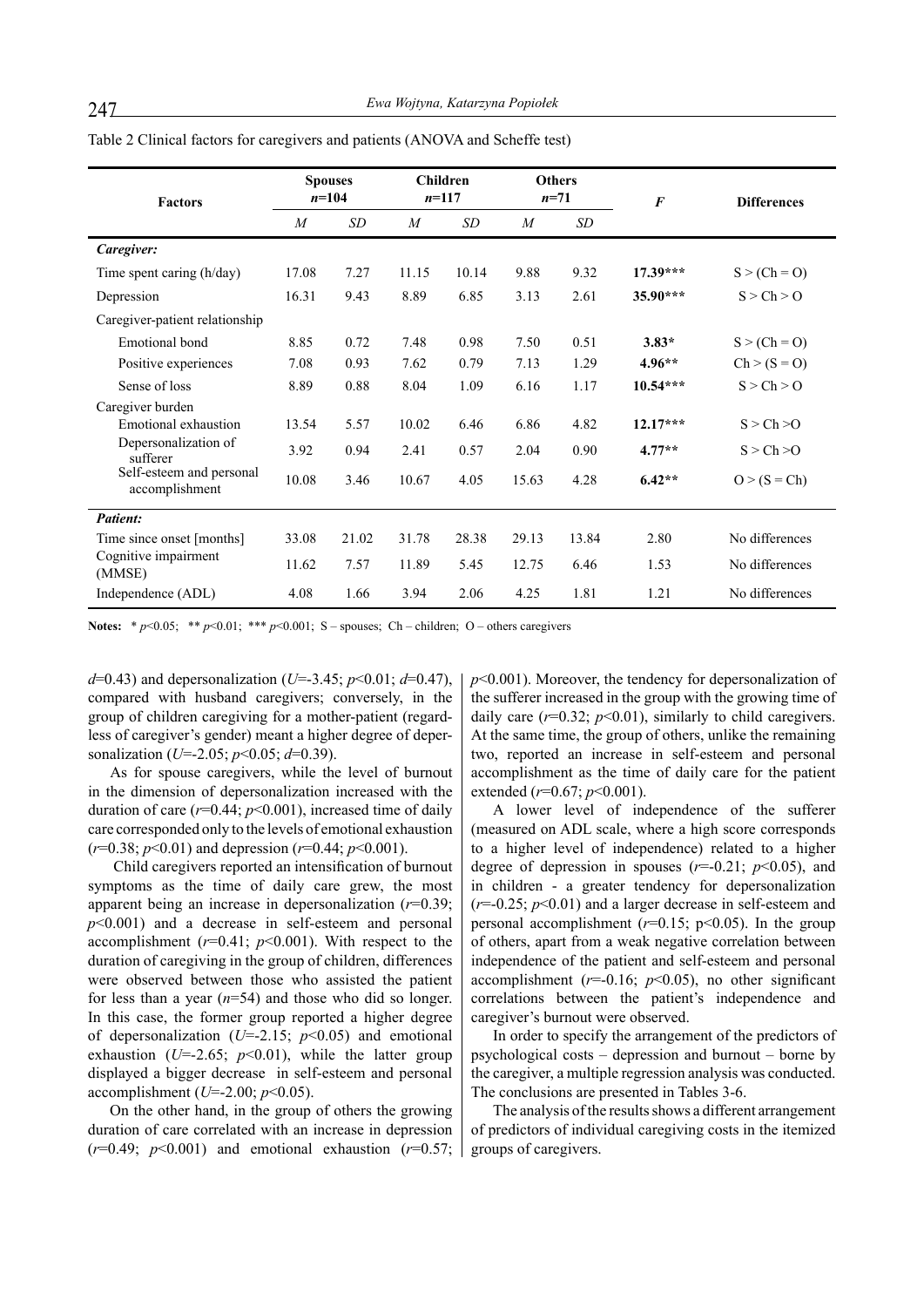Table 2 Clinical factors for caregivers and patients (ANOVA and Scheffe test)

| Factors | Spouses $n$=104 | | Children $n$=117 | | Others $n$=71 | | $F$ | Differences |
|---|---|---|---|---|---|---|---|---|
| | $M$ | $SD$ | $M$ | $SD$ | $M$ | $SD$ | | |
| ***Caregiver:*** | | | | | | | | |
| Time spent caring (h/day) | 17.08 | 7.27 | 11.15 | 10.14 | 9.88 | 9.32 | **17.39*** ** | S > (Ch = O) |
| Depression | 16.31 | 9.43 | 8.89 | 6.85 | 3.13 | 2.61 | **35.90*** ** | S > Ch > O |
| Caregiver-patient relationship | | | | | | | | |
| Emotional bond | 8.85 | 0.72 | 7.48 | 0.98 | 7.50 | 0.51 | **3.83*** | S > (Ch = O) |
| Positive experiences | 7.08 | 0.93 | 7.62 | 0.79 | 7.13 | 1.29 | **4.96**** | Ch > (S = O) |
| Sense of loss | 8.89 | 0.88 | 8.04 | 1.09 | 6.16 | 1.17 | **10.54*** ** | S > Ch > O |
| Caregiver burden | | | | | | | | |
| Emotional exhaustion | 13.54 | 5.57 | 10.02 | 6.46 | 6.86 | 4.82 | **12.17*** ** | S > Ch >O |
| Depersonalization of sufferer | 3.92 | 0.94 | 2.41 | 0.57 | 2.04 | 0.90 | **4.77**** | S > Ch >O |
| Self-esteem and personal accomplishment | 10.08 | 3.46 | 10.67 | 4.05 | 15.63 | 4.28 | **6.42**** | O > (S = Ch) |
| ***Patient:*** | | | | | | | | |
| Time since onset [months] | 33.08 | 21.02 | 31.78 | 28.38 | 29.13 | 13.84 | 2.80 | No differences |
| Cognitive impairment (MMSE) | 11.62 | 7.57 | 11.89 | 5.45 | 12.75 | 6.46 | 1.53 | No differences |
| Independence (ADL) | 4.08 | 1.66 | 3.94 | 2.06 | 4.25 | 1.81 | 1.21 | No differences |

**Notes:** * $p$<0.05; ** $p$<0.01; *** $p$<0.001; S – spouses; Ch – children; O – others caregivers

$d$=0.43) and depersonalization ($U$=-3.45; $p$<0.01; $d$=0.47), compared with husband caregivers; conversely, in the group of children caregiving for a mother-patient (regardless of caregiver's gender) meant a higher degree of depersonalization ($U$=-2.05; $p$<0.05; $d$=0.39).

As for spouse caregivers, while the level of burnout in the dimension of depersonalization increased with the duration of care ($r$=0.44; $p$<0.001), increased time of daily care corresponded only to the levels of emotional exhaustion ($r$=0.38; $p$<0.01) and depression ($r$=0.44; $p$<0.001).

Child caregivers reported an intensification of burnout symptoms as the time of daily care grew, the most apparent being an increase in depersonalization ($r$=0.39; $p$<0.001) and a decrease in self-esteem and personal accomplishment ($r$=0.41; $p$<0.001). With respect to the duration of caregiving in the group of children, differences were observed between those who assisted the patient for less than a year ($n$=54) and those who did so longer. In this case, the former group reported a higher degree of depersonalization ($U$=-2.15; $p$<0.05) and emotional exhaustion ($U$=-2.65; $p$<0.01), while the latter group displayed a bigger decrease in self-esteem and personal accomplishment ($U$=-2.00; $p$<0.05).

On the other hand, in the group of others the growing duration of care correlated with an increase in depression ($r$=0.49; $p$<0.001) and emotional exhaustion ($r$=0.57; $p$<0.001). Moreover, the tendency for depersonalization of the sufferer increased in the group with the growing time of daily care ($r$=0.32; $p$<0.01), similarly to child caregivers. At the same time, the group of others, unlike the remaining two, reported an increase in self-esteem and personal accomplishment as the time of daily care for the patient extended ($r$=0.67; $p$<0.001).

A lower level of independence of the sufferer (measured on ADL scale, where a high score corresponds to a higher level of independence) related to a higher degree of depression in spouses ($r$=-0.21; $p$<0.05), and in children - a greater tendency for depersonalization ($r$=-0.25; $p$<0.01) and a larger decrease in self-esteem and personal accomplishment ($r$=0.15; p<0.05). In the group of others, apart from a weak negative correlation between independence of the patient and self-esteem and personal accomplishment ($r$=-0.16; $p$<0.05), no other significant correlations between the patient's independence and caregiver's burnout were observed.

In order to specify the arrangement of the predictors of psychological costs – depression and burnout – borne by the caregiver, a multiple regression analysis was conducted. The conclusions are presented in Tables 3-6.

The analysis of the results shows a different arrangement of predictors of individual caregiving costs in the itemized groups of caregivers.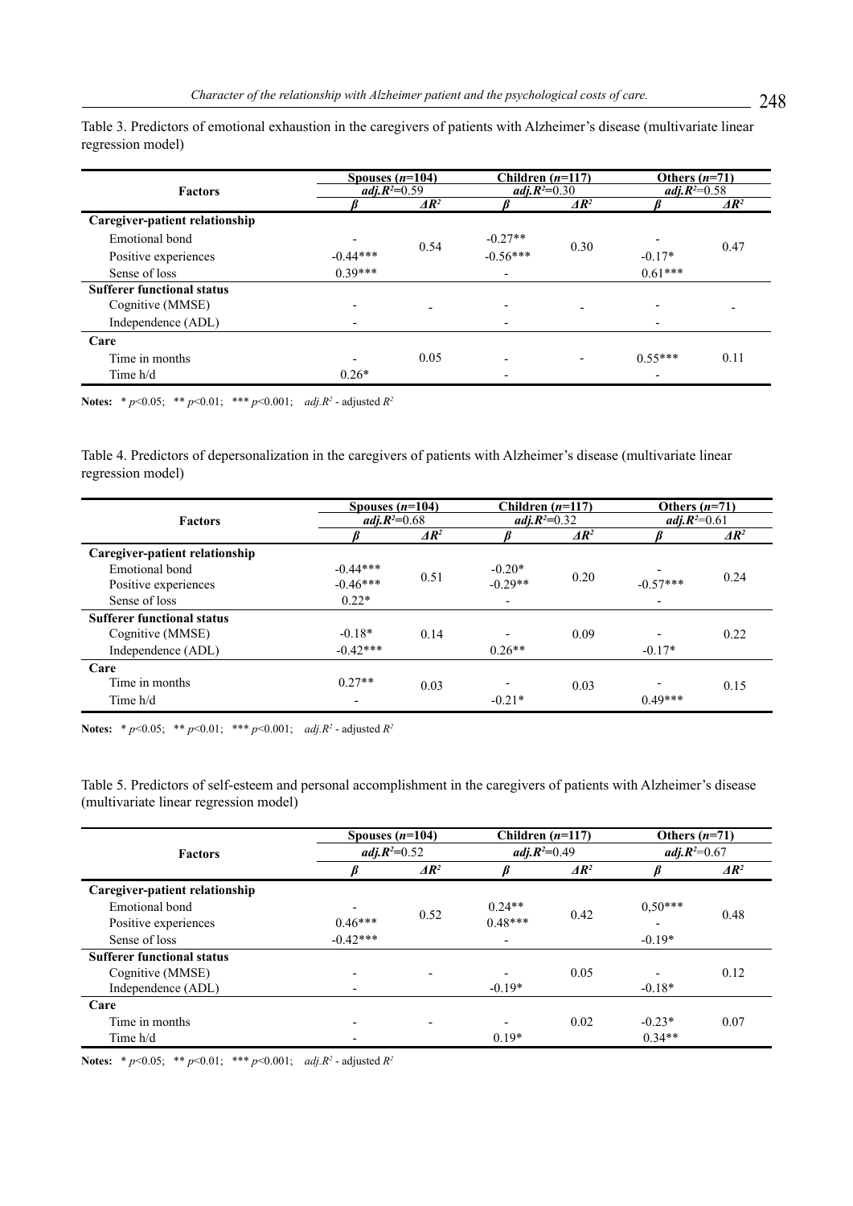Table 3. Predictors of emotional exhaustion in the caregivers of patients with Alzheimer's disease (multivariate linear regression model)

| Factors | Spouses ($n$=104) $adj.R^2$=0.59 | | Children ($n$=117) $adj.R^2$=0.30 | | Others ($n$=71) $adj.R^2$=0.58 | |
|---|---|---|---|---|---|---|
| | $\beta$ | $\Delta R^2$ | $\beta$ | $\Delta R^2$ | $\beta$ | $\Delta R^2$ |
| **Caregiver-patient relationship** | | | | | | |
| Emotional bond | - | 0.54 | -0.27** | 0.30 | - | 0.47 |
| Positive experiences | -0.44*** | | -0.56*** | | -0.17* | |
| Sense of loss | 0.39*** | | - | | 0.61*** | |
| **Sufferer functional status** | | | | | | |
| Cognitive (MMSE) | - | - | - | - | - | - |
| Independence (ADL) | - | | - | | - | |
| **Care** | | | | | | |
| Time in months | - | 0.05 | - | - | 0.55*** | 0.11 |
| Time h/d | 0.26* | | - | | - | |

**Notes:** * $p$<0.05; ** $p$<0.01; *** $p$<0.001; $adj.R^2$ - adjusted $R^2$

Table 4. Predictors of depersonalization in the caregivers of patients with Alzheimer's disease (multivariate linear regression model)

| Factors | Spouses ($n$=104) $adj.R^2$=0.68 | | Children ($n$=117) $adj.R^2$=0.32 | | Others ($n$=71) $adj.R^2$=0.61 | |
|---|---|---|---|---|---|---|
| | $\beta$ | $\Delta R^2$ | $\beta$ | $\Delta R^2$ | $\beta$ | $\Delta R^2$ |
| **Caregiver-patient relationship** | | | | | | |
| Emotional bond | -0.44*** | 0.51 | -0.20* | 0.20 | - | 0.24 |
| Positive experiences | -0.46*** | | -0.29** | | -0.57*** | |
| Sense of loss | 0.22* | | - | | - | |
| **Sufferer functional status** | | | | | | |
| Cognitive (MMSE) | -0.18* | 0.14 | - | 0.09 | - | 0.22 |
| Independence (ADL) | -0.42*** | | 0.26** | | -0.17* | |
| **Care** | | | | | | |
| Time in months | 0.27** | 0.03 | - | 0.03 | - | 0.15 |
| Time h/d | - | | -0.21* | | 0.49*** | |

**Notes:** * $p$<0.05; ** $p$<0.01; *** $p$<0.001; $adj.R^2$ - adjusted $R^2$

Table 5. Predictors of self-esteem and personal accomplishment in the caregivers of patients with Alzheimer's disease (multivariate linear regression model)

| Factors | Spouses ($n$=104) $adj.R^2$=0.52 | | Children ($n$=117) $adj.R^2$=0.49 | | Others ($n$=71) $adj.R^2$=0.67 | |
|---|---|---|---|---|---|---|
| | $\beta$ | $\Delta R^2$ | $\beta$ | $\Delta R^2$ | $\beta$ | $\Delta R^2$ |
| **Caregiver-patient relationship** | | | | | | |
| Emotional bond | - | 0.52 | 0.24** | 0.42 | 0,50*** | 0.48 |
| Positive experiences | 0.46*** | | 0.48*** | | - | |
| Sense of loss | -0.42*** | | - | | -0.19* | |
| **Sufferer functional status** | | | | | | |
| Cognitive (MMSE) | - | - | - | 0.05 | - | 0.12 |
| Independence (ADL) | - | | -0.19* | | -0.18* | |
| **Care** | | | | | | |
| Time in months | - | - | - | 0.02 | -0.23* | 0.07 |
| Time h/d | - | | 0.19* | | 0.34** | |

**Notes:** * $p$<0.05; ** $p$<0.01; *** $p$<0.001; $adj.R^2$ - adjusted $R^2$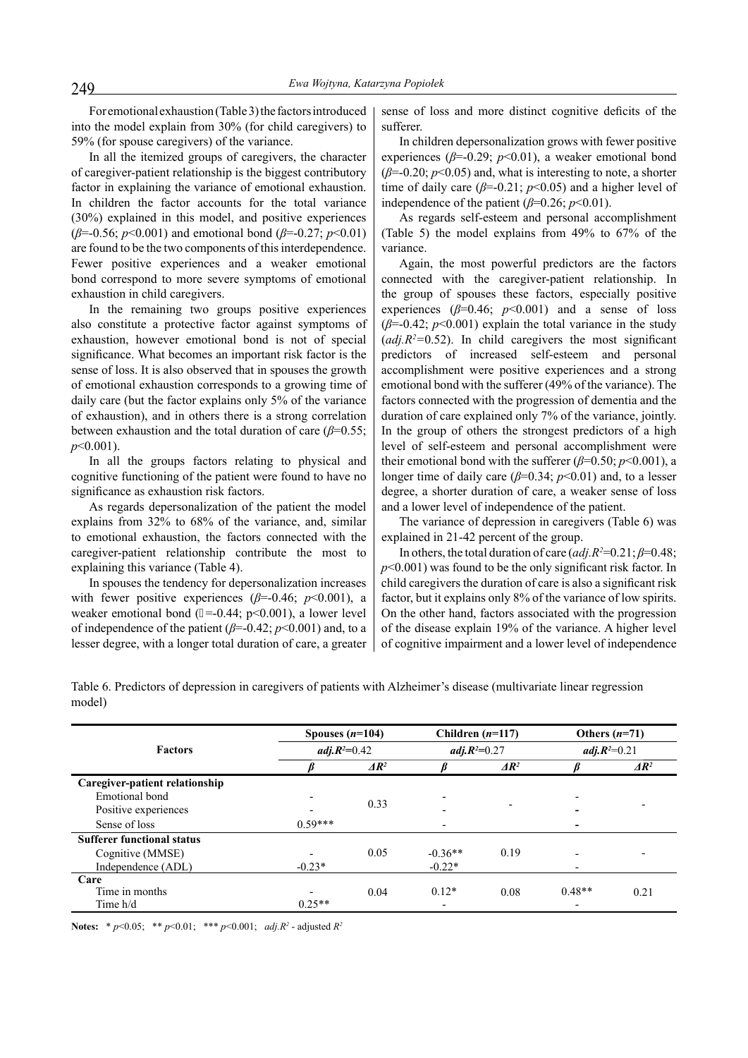For emotional exhaustion (Table 3) the factors introduced into the model explain from 30% (for child caregivers) to 59% (for spouse caregivers) of the variance.

In all the itemized groups of caregivers, the character of caregiver-patient relationship is the biggest contributory factor in explaining the variance of emotional exhaustion. In children the factor accounts for the total variance (30%) explained in this model, and positive experiences ($\beta$=-0.56; $p$<0.001) and emotional bond ($\beta$=-0.27; $p$<0.01) are found to be the two components of this interdependence. Fewer positive experiences and a weaker emotional bond correspond to more severe symptoms of emotional exhaustion in child caregivers.

In the remaining two groups positive experiences also constitute a protective factor against symptoms of exhaustion, however emotional bond is not of special significance. What becomes an important risk factor is the sense of loss. It is also observed that in spouses the growth of emotional exhaustion corresponds to a growing time of daily care (but the factor explains only 5% of the variance of exhaustion), and in others there is a strong correlation between exhaustion and the total duration of care ($\beta$=0.55; $p$<0.001).

In all the groups factors relating to physical and cognitive functioning of the patient were found to have no significance as exhaustion risk factors.

As regards depersonalization of the patient the model explains from 32% to 68% of the variance, and, similar to emotional exhaustion, the factors connected with the caregiver-patient relationship contribute the most to explaining this variance (Table 4).

In spouses the tendency for depersonalization increases with fewer positive experiences ($\beta$=-0.46; $p$<0.001), a weaker emotional bond ($\beta$=-0.44; p<0.001), a lower level of independence of the patient ($\beta$=-0.42; $p$<0.001) and, to a lesser degree, with a longer total duration of care, a greater sense of loss and more distinct cognitive deficits of the sufferer.

In children depersonalization grows with fewer positive experiences ($\beta$=-0.29; $p$<0.01), a weaker emotional bond ($\beta$=-0.20; $p$<0.05) and, what is interesting to note, a shorter time of daily care ($\beta$=-0.21; $p$<0.05) and a higher level of independence of the patient ($\beta$=0.26; $p$<0.01).

As regards self-esteem and personal accomplishment (Table 5) the model explains from 49% to 67% of the variance.

Again, the most powerful predictors are the factors connected with the caregiver-patient relationship. In the group of spouses these factors, especially positive experiences ($\beta$=0.46; $p$<0.001) and a sense of loss ($\beta$=-0.42; $p$<0.001) explain the total variance in the study ($adj.R^2$=0.52). In child caregivers the most significant predictors of increased self-esteem and personal accomplishment were positive experiences and a strong emotional bond with the sufferer (49% of the variance). The factors connected with the progression of dementia and the duration of care explained only 7% of the variance, jointly. In the group of others the strongest predictors of a high level of self-esteem and personal accomplishment were their emotional bond with the sufferer ($\beta$=0.50; $p$<0.001), a longer time of daily care ($\beta$=0.34; $p$<0.01) and, to a lesser degree, a shorter duration of care, a weaker sense of loss and a lower level of independence of the patient.

The variance of depression in caregivers (Table 6) was explained in 21-42 percent of the group.

In others, the total duration of care ($adj.R^2$=0.21; $\beta$=0.48; $p$<0.001) was found to be the only significant risk factor. In child caregivers the duration of care is also a significant risk factor, but it explains only 8% of the variance of low spirits. On the other hand, factors associated with the progression of the disease explain 19% of the variance. A higher level of cognitive impairment and a lower level of independence

Table 6. Predictors of depression in caregivers of patients with Alzheimer's disease (multivariate linear regression model)

| Factors | Spouses ($n$=104) | | Children ($n$=117) | | Others ($n$=71) | |
|---|---|---|---|---|---|---|
| | $adj.R^2$=0.42 | | $adj.R^2$=0.27 | | $adj.R^2$=0.21 | |
| | $\beta$ | $\Delta R^2$ | $\beta$ | $\Delta R^2$ | $\beta$ | $\Delta R^2$ |
| **Caregiver-patient relationship** | | | | | | |
| Emotional bond | - | 0.33 | - | - | - | - |
| Positive experiences | - | | - | | - | |
| Sense of loss | 0.59*** | | - | | - | |
| **Sufferer functional status** | | | | | | |
| Cognitive (MMSE) | - | 0.05 | -0.36** | 0.19 | - | - |
| Independence (ADL) | -0.23* | | -0.22* | | - | |
| **Care** | | | | | | |
| Time in months | - | 0.04 | 0.12* | 0.08 | 0.48** | 0.21 |
| Time h/d | 0.25** | | - | | - | |

**Notes:** * $p$<0.05; ** $p$<0.01; *** $p$<0.001; $adj.R^2$ - adjusted $R^2$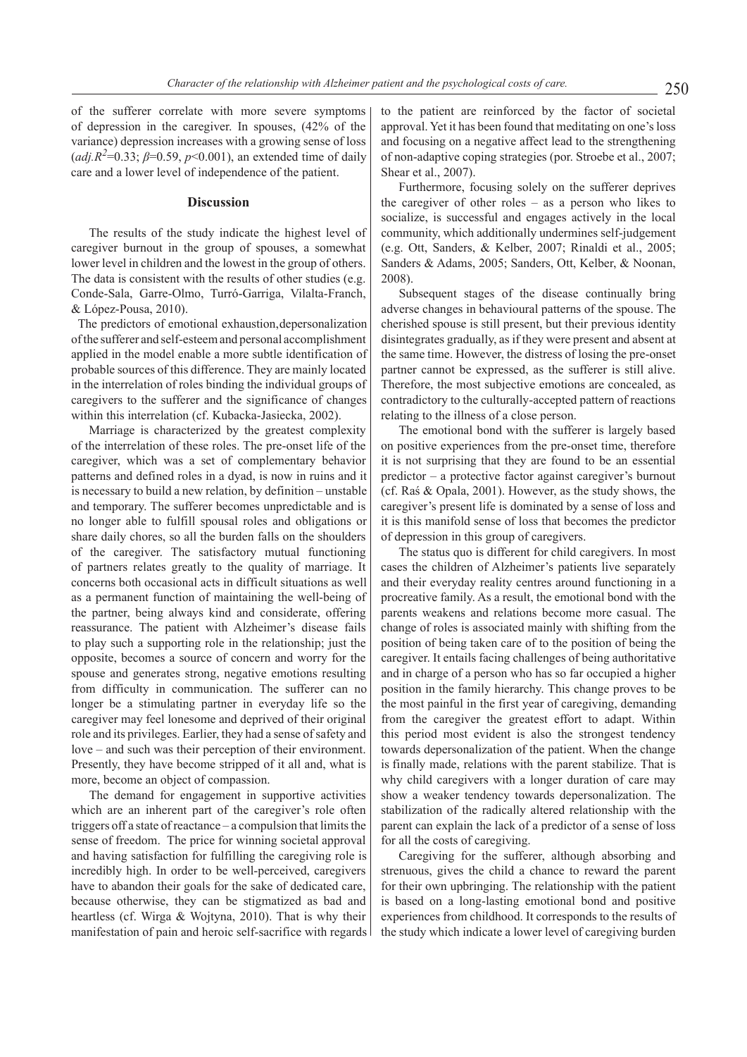of the sufferer correlate with more severe symptoms of depression in the caregiver. In spouses, (42% of the variance) depression increases with a growing sense of loss ($adj.R^2$=0.33; $\beta$=0.59, $p$<0.001), an extended time of daily care and a lower level of independence of the patient.

## Discussion

The results of the study indicate the highest level of caregiver burnout in the group of spouses, a somewhat lower level in children and the lowest in the group of others. The data is consistent with the results of other studies (e.g. Conde-Sala, Garre-Olmo, Turró-Garriga, Vilalta-Franch, & López-Pousa, 2010).

The predictors of emotional exhaustion, depersonalization of the sufferer and self-esteem and personal accomplishment applied in the model enable a more subtle identification of probable sources of this difference. They are mainly located in the interrelation of roles binding the individual groups of caregivers to the sufferer and the significance of changes within this interrelation (cf. Kubacka-Jasiecka, 2002).

Marriage is characterized by the greatest complexity of the interrelation of these roles. The pre-onset life of the caregiver, which was a set of complementary behavior patterns and defined roles in a dyad, is now in ruins and it is necessary to build a new relation, by definition – unstable and temporary. The sufferer becomes unpredictable and is no longer able to fulfill spousal roles and obligations or share daily chores, so all the burden falls on the shoulders of the caregiver. The satisfactory mutual functioning of partners relates greatly to the quality of marriage. It concerns both occasional acts in difficult situations as well as a permanent function of maintaining the well-being of the partner, being always kind and considerate, offering reassurance. The patient with Alzheimer's disease fails to play such a supporting role in the relationship; just the opposite, becomes a source of concern and worry for the spouse and generates strong, negative emotions resulting from difficulty in communication. The sufferer can no longer be a stimulating partner in everyday life so the caregiver may feel lonesome and deprived of their original role and its privileges. Earlier, they had a sense of safety and love – and such was their perception of their environment. Presently, they have become stripped of it all and, what is more, become an object of compassion.

The demand for engagement in supportive activities which are an inherent part of the caregiver's role often triggers off a state of reactance – a compulsion that limits the sense of freedom. The price for winning societal approval and having satisfaction for fulfilling the caregiving role is incredibly high. In order to be well-perceived, caregivers have to abandon their goals for the sake of dedicated care, because otherwise, they can be stigmatized as bad and heartless (cf. Wirga & Wojtyna, 2010). That is why their manifestation of pain and heroic self-sacrifice with regards to the patient are reinforced by the factor of societal approval. Yet it has been found that meditating on one's loss and focusing on a negative affect lead to the strengthening of non-adaptive coping strategies (por. Stroebe et al., 2007; Shear et al., 2007).

Furthermore, focusing solely on the sufferer deprives the caregiver of other roles – as a person who likes to socialize, is successful and engages actively in the local community, which additionally undermines self-judgement (e.g. Ott, Sanders, & Kelber, 2007; Rinaldi et al., 2005; Sanders & Adams, 2005; Sanders, Ott, Kelber, & Noonan, 2008).

Subsequent stages of the disease continually bring adverse changes in behavioural patterns of the spouse. The cherished spouse is still present, but their previous identity disintegrates gradually, as if they were present and absent at the same time. However, the distress of losing the pre-onset partner cannot be expressed, as the sufferer is still alive. Therefore, the most subjective emotions are concealed, as contradictory to the culturally-accepted pattern of reactions relating to the illness of a close person.

The emotional bond with the sufferer is largely based on positive experiences from the pre-onset time, therefore it is not surprising that they are found to be an essential predictor – a protective factor against caregiver's burnout (cf. Raś & Opala, 2001). However, as the study shows, the caregiver's present life is dominated by a sense of loss and it is this manifold sense of loss that becomes the predictor of depression in this group of caregivers.

The status quo is different for child caregivers. In most cases the children of Alzheimer's patients live separately and their everyday reality centres around functioning in a procreative family. As a result, the emotional bond with the parents weakens and relations become more casual. The change of roles is associated mainly with shifting from the position of being taken care of to the position of being the caregiver. It entails facing challenges of being authoritative and in charge of a person who has so far occupied a higher position in the family hierarchy. This change proves to be the most painful in the first year of caregiving, demanding from the caregiver the greatest effort to adapt. Within this period most evident is also the strongest tendency towards depersonalization of the patient. When the change is finally made, relations with the parent stabilize. That is why child caregivers with a longer duration of care may show a weaker tendency towards depersonalization. The stabilization of the radically altered relationship with the parent can explain the lack of a predictor of a sense of loss for all the costs of caregiving.

Caregiving for the sufferer, although absorbing and strenuous, gives the child a chance to reward the parent for their own upbringing. The relationship with the patient is based on a long-lasting emotional bond and positive experiences from childhood. It corresponds to the results of the study which indicate a lower level of caregiving burden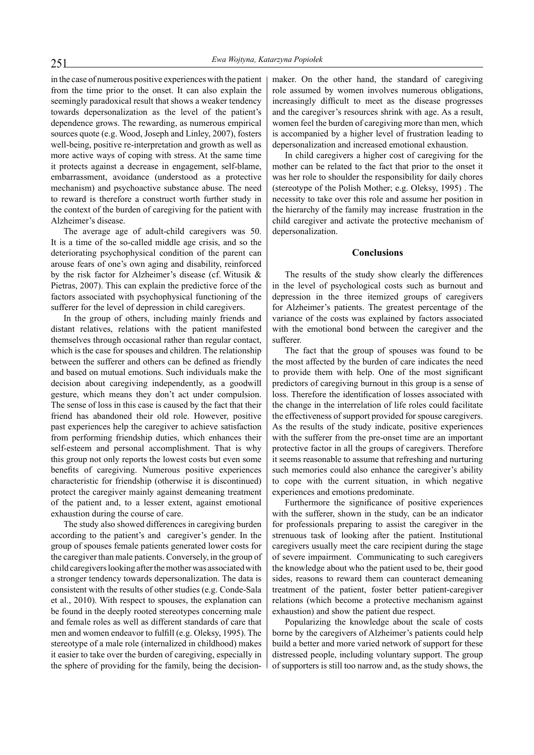in the case of numerous positive experiences with the patient from the time prior to the onset. It can also explain the seemingly paradoxical result that shows a weaker tendency towards depersonalization as the level of the patient's dependence grows. The rewarding, as numerous empirical sources quote (e.g. Wood, Joseph and Linley, 2007), fosters well-being, positive re-interpretation and growth as well as more active ways of coping with stress. At the same time it protects against a decrease in engagement, self-blame, embarrassment, avoidance (understood as a protective mechanism) and psychoactive substance abuse. The need to reward is therefore a construct worth further study in the context of the burden of caregiving for the patient with Alzheimer's disease.

The average age of adult-child caregivers was 50. It is a time of the so-called middle age crisis, and so the deteriorating psychophysical condition of the parent can arouse fears of one's own aging and disability, reinforced by the risk factor for Alzheimer's disease (cf. Witusik & Pietras, 2007). This can explain the predictive force of the factors associated with psychophysical functioning of the sufferer for the level of depression in child caregivers.

In the group of others, including mainly friends and distant relatives, relations with the patient manifested themselves through occasional rather than regular contact, which is the case for spouses and children. The relationship between the sufferer and others can be defined as friendly and based on mutual emotions. Such individuals make the decision about caregiving independently, as a goodwill gesture, which means they don't act under compulsion. The sense of loss in this case is caused by the fact that their friend has abandoned their old role. However, positive past experiences help the caregiver to achieve satisfaction from performing friendship duties, which enhances their self-esteem and personal accomplishment. That is why this group not only reports the lowest costs but even some benefits of caregiving. Numerous positive experiences characteristic for friendship (otherwise it is discontinued) protect the caregiver mainly against demeaning treatment of the patient and, to a lesser extent, against emotional exhaustion during the course of care.

The study also showed differences in caregiving burden according to the patient's and caregiver's gender. In the group of spouses female patients generated lower costs for the caregiver than male patients. Conversely, in the group of child caregivers looking after the mother was associated with a stronger tendency towards depersonalization. The data is consistent with the results of other studies (e.g. Conde-Sala et al., 2010). With respect to spouses, the explanation can be found in the deeply rooted stereotypes concerning male and female roles as well as different standards of care that men and women endeavor to fulfill (e.g. Oleksy, 1995). The stereotype of a male role (internalized in childhood) makes it easier to take over the burden of caregiving, especially in the sphere of providing for the family, being the decision-maker. On the other hand, the standard of caregiving role assumed by women involves numerous obligations, increasingly difficult to meet as the disease progresses and the caregiver's resources shrink with age. As a result, women feel the burden of caregiving more than men, which is accompanied by a higher level of frustration leading to depersonalization and increased emotional exhaustion.

In child caregivers a higher cost of caregiving for the mother can be related to the fact that prior to the onset it was her role to shoulder the responsibility for daily chores (stereotype of the Polish Mother; e.g. Oleksy, 1995) . The necessity to take over this role and assume her position in the hierarchy of the family may increase frustration in the child caregiver and activate the protective mechanism of depersonalization.

## Conclusions

The results of the study show clearly the differences in the level of psychological costs such as burnout and depression in the three itemized groups of caregivers for Alzheimer's patients. The greatest percentage of the variance of the costs was explained by factors associated with the emotional bond between the caregiver and the sufferer.

The fact that the group of spouses was found to be the most affected by the burden of care indicates the need to provide them with help. One of the most significant predictors of caregiving burnout in this group is a sense of loss. Therefore the identification of losses associated with the change in the interrelation of life roles could facilitate the effectiveness of support provided for spouse caregivers. As the results of the study indicate, positive experiences with the sufferer from the pre-onset time are an important protective factor in all the groups of caregivers. Therefore it seems reasonable to assume that refreshing and nurturing such memories could also enhance the caregiver's ability to cope with the current situation, in which negative experiences and emotions predominate.

Furthermore the significance of positive experiences with the sufferer, shown in the study, can be an indicator for professionals preparing to assist the caregiver in the strenuous task of looking after the patient. Institutional caregivers usually meet the care recipient during the stage of severe impairment. Communicating to such caregivers the knowledge about who the patient used to be, their good sides, reasons to reward them can counteract demeaning treatment of the patient, foster better patient-caregiver relations (which become a protective mechanism against exhaustion) and show the patient due respect.

Popularizing the knowledge about the scale of costs borne by the caregivers of Alzheimer's patients could help build a better and more varied network of support for these distressed people, including voluntary support. The group of supporters is still too narrow and, as the study shows, the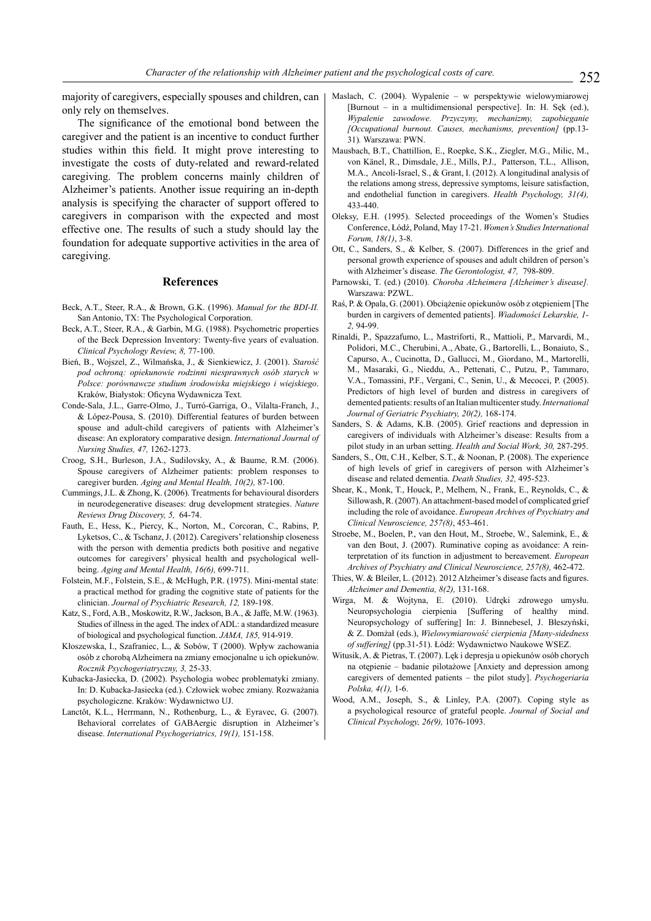majority of caregivers, especially spouses and children, can only rely on themselves.

The significance of the emotional bond between the caregiver and the patient is an incentive to conduct further studies within this field. It might prove interesting to investigate the costs of duty-related and reward-related caregiving. The problem concerns mainly children of Alzheimer's patients. Another issue requiring an in-depth analysis is specifying the character of support offered to caregivers in comparison with the expected and most effective one. The results of such a study should lay the foundation for adequate supportive activities in the area of caregiving.

## References

Beck, A.T., Steer, R.A., & Brown, G.K. (1996). *Manual for the BDI-II.* San Antonio, TX: The Psychological Corporation.

Beck, A.T., Steer, R.A., & Garbin, M.G. (1988). Psychometric properties of the Beck Depression Inventory: Twenty-five years of evaluation. *Clinical Psychology Review, 8,* 77-100.

Bień, B., Wojszel, Z., Wilmańska, J., & Sienkiewicz, J. (2001). *Starość pod ochroną: opiekunowie rodzinni niesprawnych osób starych w Polsce: porównawcze studium środowiska miejskiego i wiejskiego*. Kraków, Białystok: Oficyna Wydawnicza Text.

Conde-Sala, J.L., Garre-Olmo, J., Turró-Garriga, O., Vilalta-Franch, J., & López-Pousa, S. (2010). Differential features of burden between spouse and adult-child caregivers of patients with Alzheimer's disease: An exploratory comparative design. *International Journal of Nursing Studies, 47,* 1262-1273.

Croog, S.H., Burleson, J.A., Sudilovsky, A., & Baume, R.M. (2006). Spouse caregivers of Alzheimer patients: problem responses to caregiver burden. *Aging and Mental Health, 10(2),* 87-100.

Cummings, J.L. & Zhong, K. (2006). Treatments for behavioural disorders in neurodegenerative diseases: drug development strategies. *Nature Reviews Drug Discovery, 5,* 64-74.

Fauth, E., Hess, K., Piercy, K., Norton, M., Corcoran, C., Rabins, P, Lyketsos, C., & Tschanz, J. (2012). Caregivers' relationship closeness with the person with dementia predicts both positive and negative outcomes for caregivers' physical health and psychological well-being. *Aging and Mental Health, 16(6),* 699-711.

Folstein, M.F., Folstein, S.E., & McHugh, P.R. (1975). Mini-mental state: a practical method for grading the cognitive state of patients for the clinician. *Journal of Psychiatric Research, 12,* 189-198.

Katz, S., Ford, A.B., Moskowitz, R.W., Jackson, B.A., & Jaffe, M.W. (1963). Studies of illness in the aged. The index of ADL: a standardized measure of biological and psychological function. *JAMA, 185,* 914-919.

Kłoszewska, I., Szafraniec, L., & Sobów, T (2000). Wpływ zachowania osób z chorobą Alzheimera na zmiany emocjonalne u ich opiekunów. *Rocznik Psychogeriatryczny, 3,* 25-33.

Kubacka-Jasiecka, D. (2002). Psychologia wobec problematyki zmiany. In: D. Kubacka-Jasiecka (ed.). Człowiek wobec zmiany. Rozważania psychologiczne. Kraków: Wydawnictwo UJ.

Lanctôt, K.L., Herrmann, N., Rothenburg, L., & Eyravec, G. (2007). Behavioral correlates of GABAergic disruption in Alzheimer's disease. *International Psychogeriatrics, 19(1),* 151-158.

Maslach, C. (2004). Wypalenie – w perspektywie wielowymiarowej [Burnout – in a multidimensional perspective]. In: H. Sęk (ed.), *Wypalenie zawodowe. Przyczyny, mechanizmy, zapobieganie [Occupational burnout. Causes, mechanisms, prevention]* (pp.13-31)*.* Warszawa: PWN.

Mausbach, B.T., Chattillion, E., Roepke, S.K., Ziegler, M.G., Milic, M., von Känel, R., Dimsdale, J.E., Mills, P.J., Patterson, T.L., Allison, M.A., Ancoli-Israel, S., & Grant, I. (2012). A longitudinal analysis of the relations among stress, depressive symptoms, leisure satisfaction, and endothelial function in caregivers. *Health Psychology, 31(4),* 433-440.

Oleksy, E.H. (1995). Selected proceedings of the Women's Studies Conference, Łódź, Poland, May 17-21. *Women's Studies International Forum, 18(1)*, 3-8.

Ott, C., Sanders, S., & Kelber, S. (2007). Differences in the grief and personal growth experience of spouses and adult children of person's with Alzheimer's disease. *The Gerontologist, 47,* 798-809.

Parnowski, T. (ed.) (2010). *Choroba Alzheimera [Alzheimer's disease].* Warszawa: PZWL.

Raś, P. & Opala, G. (2001). Obciążenie opiekunów osób z otępieniem [The burden in cargivers of demented patients]. *Wiadomości Lekarskie, 1-2,* 94-99.

Rinaldi, P., Spazzafumo, L., Mastriforti, R., Mattioli, P., Marvardi, M., Polidori, M.C., Cherubini, A., Abate, G., Bartorelli, L., Bonaiuto, S., Capurso, A., Cucinotta, D., Gallucci, M., Giordano, M., Martorelli, M., Masaraki, G., Nieddu, A., Pettenati, C., Putzu, P., Tammaro, V.A., Tomassini, P.F., Vergani, C., Senin, U., & Mecocci, P. (2005). Predictors of high level of burden and distress in caregivers of demented patients: results of an Italian multicenter study. *International Journal of Geriatric Psychiatry, 20(2),* 168-174.

Sanders, S. & Adams, K.B. (2005). Grief reactions and depression in caregivers of individuals with Alzheimer's disease: Results from a pilot study in an urban setting. *Health and Social Work, 30,* 287-295.

Sanders, S., Ott, C.H., Kelber, S.T., & Noonan, P. (2008). The experience of high levels of grief in caregivers of person with Alzheimer's disease and related dementia. *Death Studies, 32,* 495-523.

Shear, K., Monk, T., Houck, P., Melhem, N., Frank, E., Reynolds, C., & Sillowash, R. (2007). An attachment-based model of complicated grief including the role of avoidance. *European Archives of Psychiatry and Clinical Neuroscience, 257(8)*, 453-461.

Stroebe, M., Boelen, P., van den Hout, M., Stroebe, W., Salemink, E., & van den Bout, J. (2007). Ruminative coping as avoidance: A reinterpretation of its function in adjustment to bereavement. *European Archives of Psychiatry and Clinical Neuroscience, 257(8),* 462-472.

Thies, W. & Bleiler, L. (2012). 2012 Alzheimer's disease facts and figures. *Alzheimer and Dementia, 8(2),* 131-168.

Wirga, M. & Wojtyna, E. (2010). Udręki zdrowego umysłu. Neuropsychologia cierpienia [Suffering of healthy mind. Neuropsychology of suffering] In: J. Binnebesel, J. Błeszyński, & Z. Domżał (eds.), *Wielowymiarowość cierpienia [Many-sidedness of suffering]* (pp.31-51). Łódź: Wydawnictwo Naukowe WSEZ.

Witusik, A. & Pietras, T. (2007). Lęk i depresja u opiekunów osób chorych na otępienie – badanie pilotażowe [Anxiety and depression among caregivers of demented patients – the pilot study]. *Psychogeriaria Polska, 4(1),* 1-6.

Wood, A.M., Joseph, S., & Linley, P.A. (2007). Coping style as a psychological resource of grateful people. *Journal of Social and Clinical Psychology, 26(9),* 1076-1093.